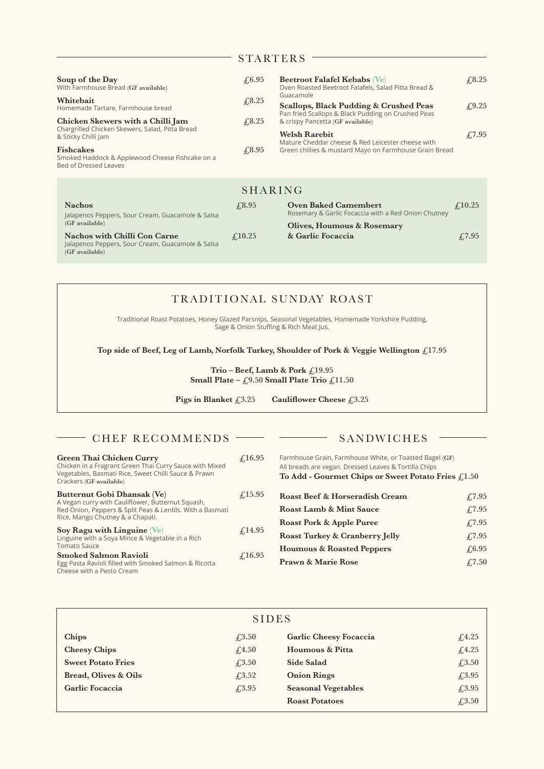## STARTERS

**Soup of the Day** £6.95
With Farmhouse Bread (**GF available**)

**Whitebait** £8.25
Homemade Tartare, Farmhouse bread

**Chicken Skewers with a Chilli Jam** £8.25
Chargrilled Chicken Skewers, Salad, Pitta Bread & Sticky Chilli Jam

**Fishcakes** £8.95
Smoked Haddock & Applewood Cheese Fishcake on a Bed of Dressed Leaves

**Beetroot Falafel Kebabs** (Ve) £8.25
Oven Roasted Beetroot Falafels, Salad Pitta Bread & Guacamole

**Scallops, Black Pudding & Crushed Peas** £9.25
Pan fried Scallops & Black Pudding on Crushed Peas & crispy Pancetta (**GF available**)

**Welsh Rarebit** £7.95
Mature Cheddar cheese & Red Leicester cheese with Green chillies & mustard Mayo on Farmhouse Grain Bread

## SHARING

**Nachos** £8.95
Jalapenos Peppers, Sour Cream, Guacamole & Salsa (**GF available**)

**Nachos with Chilli Con Carne** £10.25
Jalapenos Peppers, Sour Cream, Guacamole & Salsa (**GF available**)

**Oven Baked Camembert** £10.25
Rosemary & Garlic Focaccia with a Red Onion Chutney

**Olives, Houmous & Rosemary & Garlic Focaccia** £7.95

## TRADITIONAL SUNDAY ROAST

Traditional Roast Potatoes, Honey Glazed Parsnips, Seasonal Vegetables, Homemade Yorkshire Pudding, Sage & Onion Stuffing & Rich Meat Jus.

**Top side of Beef, Leg of Lamb, Norfolk Turkey, Shoulder of Pork & Veggie Wellington £17.95**

**Trio – Beef, Lamb & Pork £19.95**
**Small Plate – £9.50 Small Plate Trio £11.50**

**Pigs in Blanket £3.25** **Cauliflower Cheese £3.25**

## CHEF RECOMMENDS

**Green Thai Chicken Curry** £16.95
Chicken in a Fragrant Green Thai Curry Sauce with Mixed Vegetables, Basmati Rice, Sweet Chilli Sauce & Prawn Crackers (**GF available**)

**Butternut Gobi Dhansak (Ve)** £15.95
A Vegan curry with Cauliflower, Butternut Squash, Red Onion, Peppers & Split Peas & Lentils. With a Basmati Rice, Mango Chutney & a Chapati.

**Soy Ragu with Linguine** (Ve) £14.95
Linguine with a Soya Mince & Vegetable in a Rich Tomato Sauce

**Smoked Salmon Ravioli** £16.95
Egg Pasta Ravioli filled with Smoked Salmon & Ricotta Cheese with a Pesto Cream

## SANDWICHES

Farmhouse Grain, Farmhouse White, or Toasted Bagel (**GF**)
All breads are vegan. Dressed Leaves & Tortilla Chips
**To Add - Gourmet Chips or Sweet Potato Fries £1.50**

| | |
|---|---|
| **Roast Beef & Horseradish Cream** | £7.95 |
| **Roast Lamb & Mint Sauce** | £7.95 |
| **Roast Pork & Apple Puree** | £7.95 |
| **Roast Turkey & Cranberry Jelly** | £7.95 |
| **Houmous & Roasted Peppers** | £6.95 |
| **Prawn & Marie Rose** | £7.50 |

## SIDES

| | |
|---|---|
| **Chips** | £3.50 |
| **Cheesy Chips** | £4.50 |
| **Sweet Potato Fries** | £3.50 |
| **Bread, Olives & Oils** | £3.52 |
| **Garlic Focaccia** | £3.95 |
| **Garlic Cheesy Focaccia** | £4.25 |
| **Houmous & Pitta** | £4.25 |
| **Side Salad** | £3.50 |
| **Onion Rings** | £3.95 |
| **Seasonal Vegetables** | £3.95 |
| **Roast Potatoes** | £3.50 |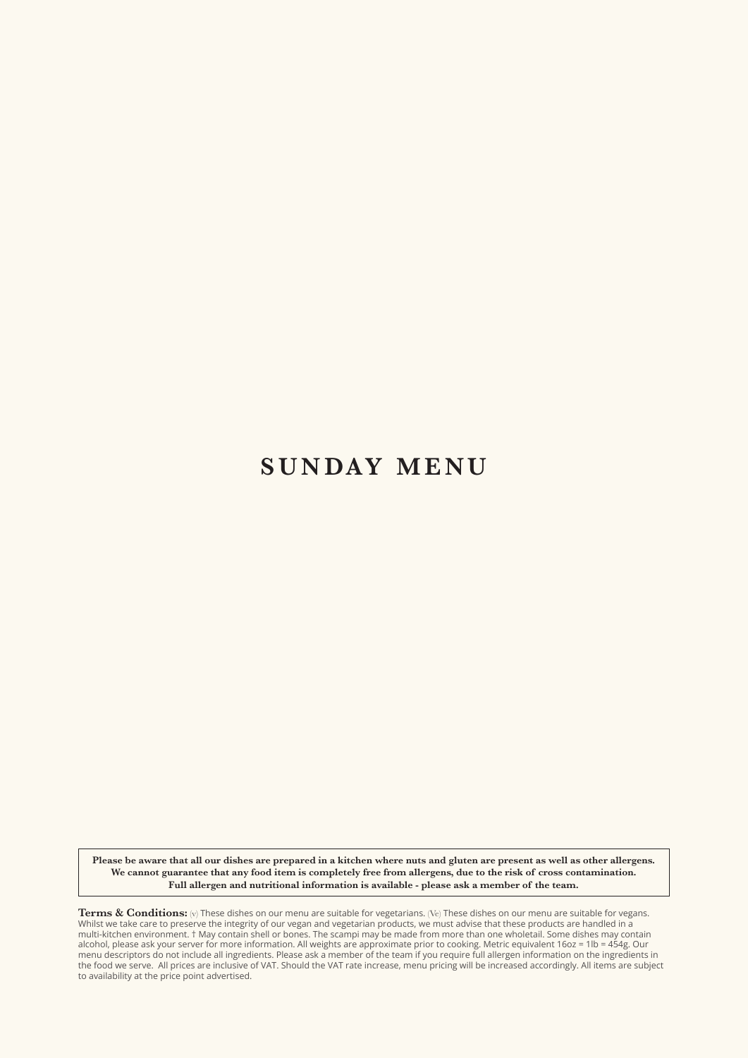# SUNDAY MENU

**Please be aware that all our dishes are prepared in a kitchen where nuts and gluten are present as well as other allergens. We cannot guarantee that any food item is completely free from allergens, due to the risk of cross contamination. Full allergen and nutritional information is available - please ask a member of the team.**

**Terms & Conditions:** (v) These dishes on our menu are suitable for vegetarians. (Ve) These dishes on our menu are suitable for vegans. Whilst we take care to preserve the integrity of our vegan and vegetarian products, we must advise that these products are handled in a multi-kitchen environment. † May contain shell or bones. The scampi may be made from more than one wholetail. Some dishes may contain alcohol, please ask your server for more information. All weights are approximate prior to cooking. Metric equivalent 16oz = 1lb = 454g. Our menu descriptors do not include all ingredients. Please ask a member of the team if you require full allergen information on the ingredients in the food we serve. All prices are inclusive of VAT. Should the VAT rate increase, menu pricing will be increased accordingly. All items are subject to availability at the price point advertised.